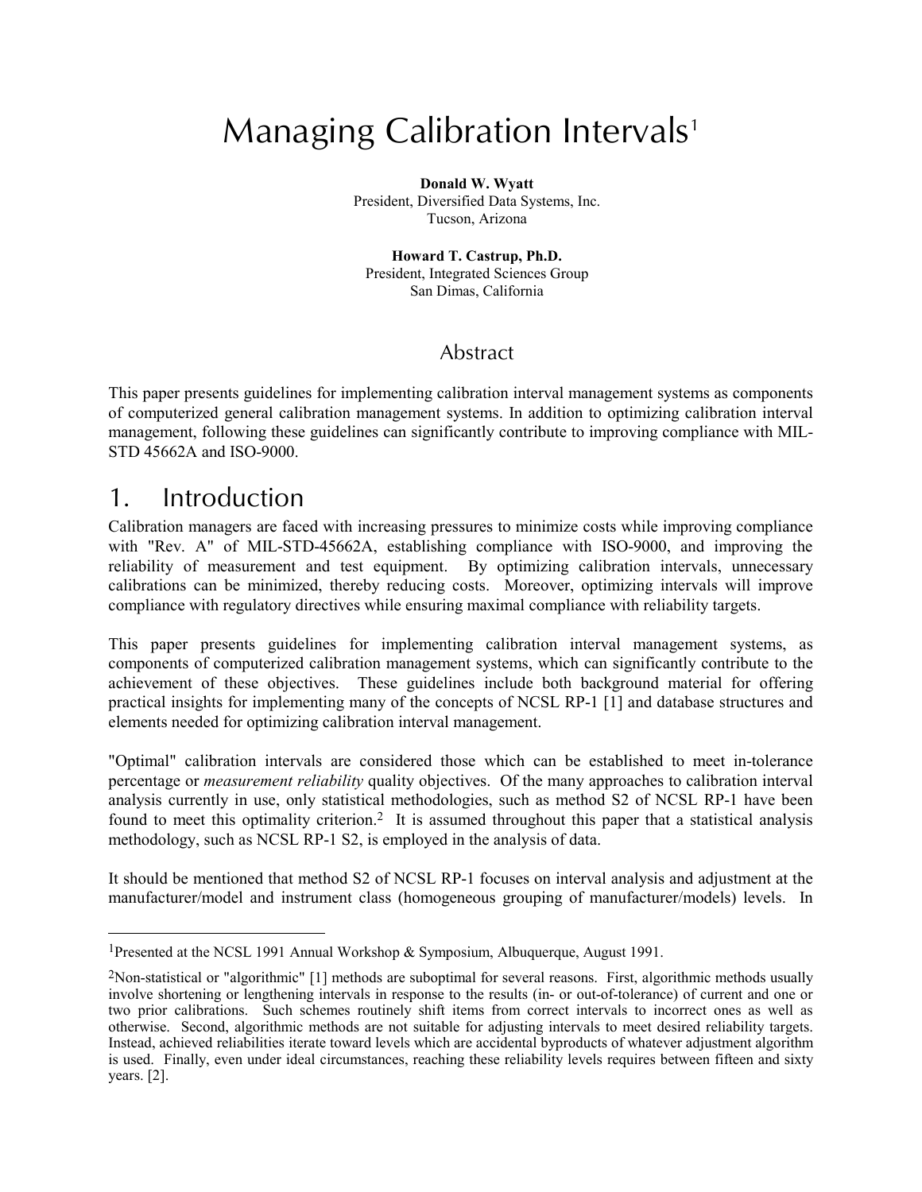# Managing Calibration Intervals[1]

**Donald W. Wyatt**
President, Diversified Data Systems, Inc.
Tucson, Arizona

**Howard T. Castrup, Ph.D.**
President, Integrated Sciences Group
San Dimas, California

## Abstract

This paper presents guidelines for implementing calibration interval management systems as components of computerized general calibration management systems. In addition to optimizing calibration interval management, following these guidelines can significantly contribute to improving compliance with MIL-STD 45662A and ISO-9000.

## 1. Introduction

Calibration managers are faced with increasing pressures to minimize costs while improving compliance with "Rev. A" of MIL-STD-45662A, establishing compliance with ISO-9000, and improving the reliability of measurement and test equipment. By optimizing calibration intervals, unnecessary calibrations can be minimized, thereby reducing costs. Moreover, optimizing intervals will improve compliance with regulatory directives while ensuring maximal compliance with reliability targets.

This paper presents guidelines for implementing calibration interval management systems, as components of computerized calibration management systems, which can significantly contribute to the achievement of these objectives. These guidelines include both background material for offering practical insights for implementing many of the concepts of NCSL RP-1 [1] and database structures and elements needed for optimizing calibration interval management.

"Optimal" calibration intervals are considered those which can be established to meet in-tolerance percentage or *measurement reliability* quality objectives. Of the many approaches to calibration interval analysis currently in use, only statistical methodologies, such as method S2 of NCSL RP-1 have been found to meet this optimality criterion.[2] It is assumed throughout this paper that a statistical analysis methodology, such as NCSL RP-1 S2, is employed in the analysis of data.

It should be mentioned that method S2 of NCSL RP-1 focuses on interval analysis and adjustment at the manufacturer/model and instrument class (homogeneous grouping of manufacturer/models) levels. In

---

[1] Presented at the NCSL 1991 Annual Workshop & Symposium, Albuquerque, August 1991.

[2] Non-statistical or "algorithmic" [1] methods are suboptimal for several reasons. First, algorithmic methods usually involve shortening or lengthening intervals in response to the results (in- or out-of-tolerance) of current and one or two prior calibrations. Such schemes routinely shift items from correct intervals to incorrect ones as well as otherwise. Second, algorithmic methods are not suitable for adjusting intervals to meet desired reliability targets. Instead, achieved reliabilities iterate toward levels which are accidental byproducts of whatever adjustment algorithm is used. Finally, even under ideal circumstances, reaching these reliability levels requires between fifteen and sixty years. [2].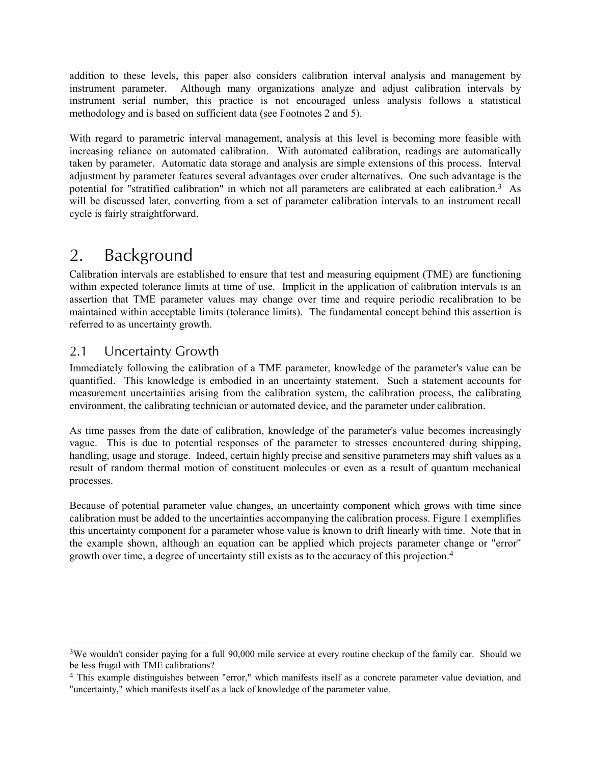addition to these levels, this paper also considers calibration interval analysis and management by instrument parameter. Although many organizations analyze and adjust calibration intervals by instrument serial number, this practice is not encouraged unless analysis follows a statistical methodology and is based on sufficient data (see Footnotes 2 and 5).

With regard to parametric interval management, analysis at this level is becoming more feasible with increasing reliance on automated calibration. With automated calibration, readings are automatically taken by parameter. Automatic data storage and analysis are simple extensions of this process. Interval adjustment by parameter features several advantages over cruder alternatives. One such advantage is the potential for "stratified calibration" in which not all parameters are calibrated at each calibration.[3] As will be discussed later, converting from a set of parameter calibration intervals to an instrument recall cycle is fairly straightforward.

# 2. Background

Calibration intervals are established to ensure that test and measuring equipment (TME) are functioning within expected tolerance limits at time of use. Implicit in the application of calibration intervals is an assertion that TME parameter values may change over time and require periodic recalibration to be maintained within acceptable limits (tolerance limits). The fundamental concept behind this assertion is referred to as uncertainty growth.

## 2.1 Uncertainty Growth

Immediately following the calibration of a TME parameter, knowledge of the parameter's value can be quantified. This knowledge is embodied in an uncertainty statement. Such a statement accounts for measurement uncertainties arising from the calibration system, the calibration process, the calibrating environment, the calibrating technician or automated device, and the parameter under calibration.

As time passes from the date of calibration, knowledge of the parameter's value becomes increasingly vague. This is due to potential responses of the parameter to stresses encountered during shipping, handling, usage and storage. Indeed, certain highly precise and sensitive parameters may shift values as a result of random thermal motion of constituent molecules or even as a result of quantum mechanical processes.

Because of potential parameter value changes, an uncertainty component which grows with time since calibration must be added to the uncertainties accompanying the calibration process. Figure 1 exemplifies this uncertainty component for a parameter whose value is known to drift linearly with time. Note that in the example shown, although an equation can be applied which projects parameter change or "error" growth over time, a degree of uncertainty still exists as to the accuracy of this projection.[4]

---

[3] We wouldn't consider paying for a full 90,000 mile service at every routine checkup of the family car. Should we be less frugal with TME calibrations?

[4] This example distinguishes between "error," which manifests itself as a concrete parameter value deviation, and "uncertainty," which manifests itself as a lack of knowledge of the parameter value.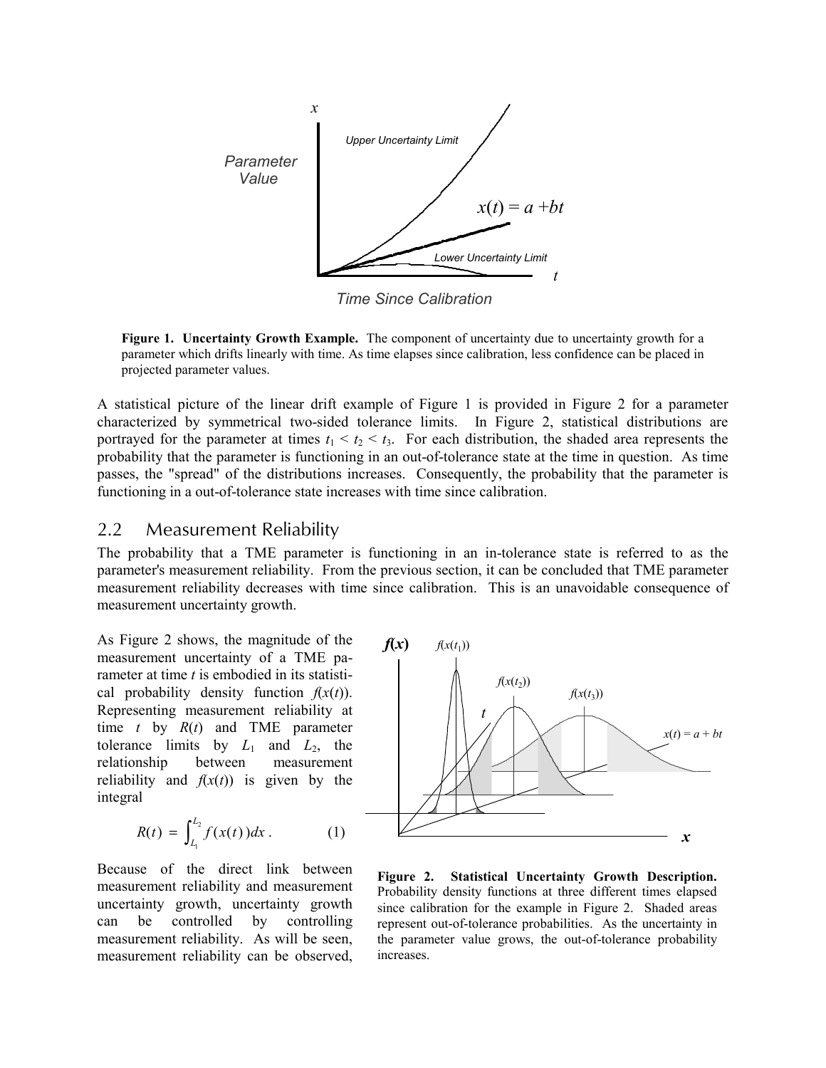**Figure 1. Uncertainty Growth Example.** The component of uncertainty due to uncertainty growth for a parameter which drifts linearly with time. As time elapses since calibration, less confidence can be placed in projected parameter values.

A statistical picture of the linear drift example of Figure 1 is provided in Figure 2 for a parameter characterized by symmetrical two-sided tolerance limits. In Figure 2, statistical distributions are portrayed for the parameter at times $t_1 < t_2 < t_3$. For each distribution, the shaded area represents the probability that the parameter is functioning in an out-of-tolerance state at the time in question. As time passes, the "spread" of the distributions increases. Consequently, the probability that the parameter is functioning in a out-of-tolerance state increases with time since calibration.

## 2.2 Measurement Reliability

The probability that a TME parameter is functioning in an in-tolerance state is referred to as the parameter's measurement reliability. From the previous section, it can be concluded that TME parameter measurement reliability decreases with time since calibration. This is an unavoidable consequence of measurement uncertainty growth.

As Figure 2 shows, the magnitude of the measurement uncertainty of a TME parameter at time $t$ is embodied in its statistical probability density function $f(x(t))$. Representing measurement reliability at time $t$ by $R(t)$ and TME parameter tolerance limits by $L_1$ and $L_2$, the relationship between measurement reliability and $f(x(t))$ is given by the integral

$$R(t) = \int_{L_1}^{L_2} f(x(t))dx \, . \tag{1}$$

Because of the direct link between measurement reliability and measurement uncertainty growth, uncertainty growth can be controlled by controlling measurement reliability. As will be seen, measurement reliability can be observed,

**Figure 2. Statistical Uncertainty Growth Description.** Probability density functions at three different times elapsed since calibration for the example in Figure 2. Shaded areas represent out-of-tolerance probabilities. As the uncertainty in the parameter value grows, the out-of-tolerance probability increases.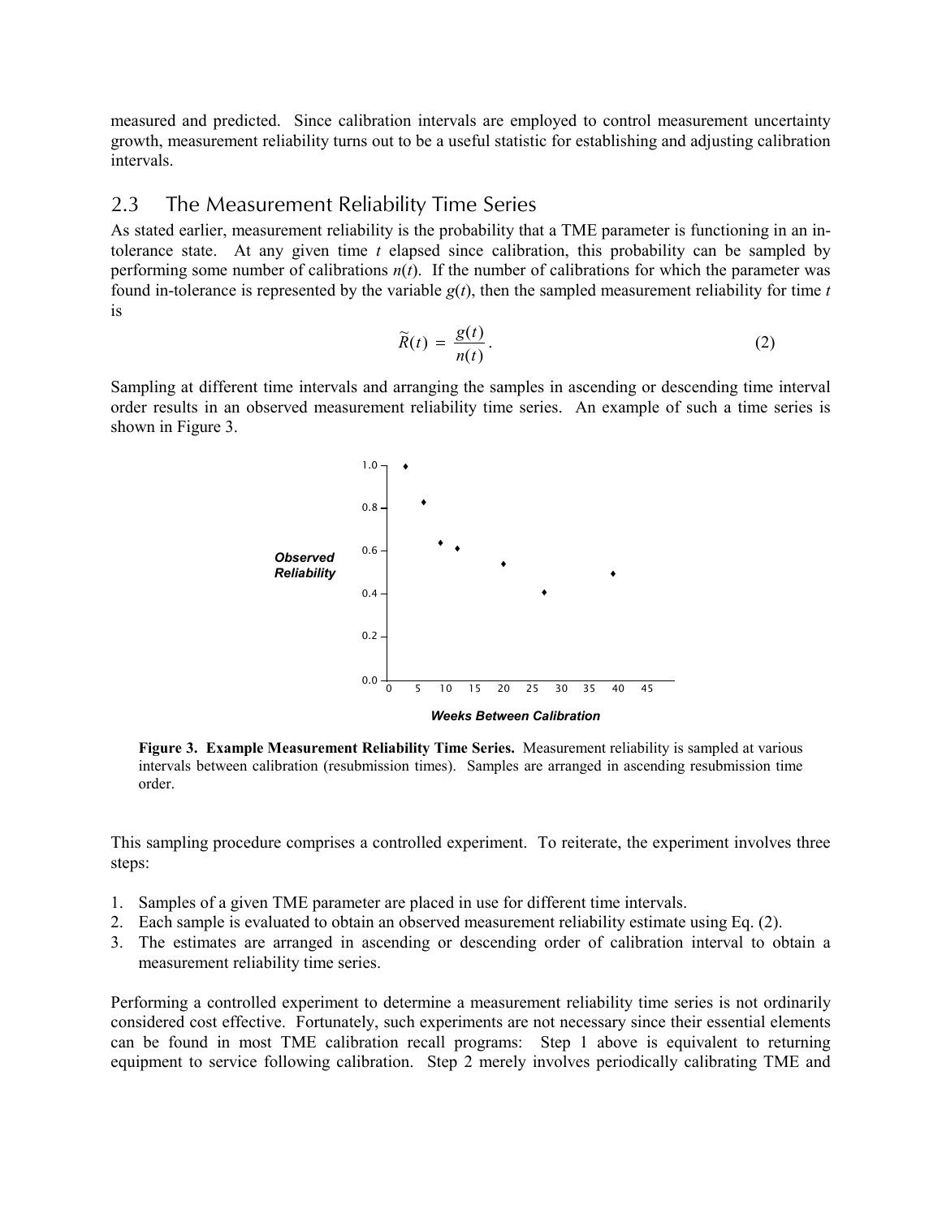measured and predicted. Since calibration intervals are employed to control measurement uncertainty growth, measurement reliability turns out to be a useful statistic for establishing and adjusting calibration intervals.

## 2.3 The Measurement Reliability Time Series

As stated earlier, measurement reliability is the probability that a TME parameter is functioning in an in-tolerance state. At any given time $t$ elapsed since calibration, this probability can be sampled by performing some number of calibrations $n(t)$. If the number of calibrations for which the parameter was found in-tolerance is represented by the variable $g(t)$, then the sampled measurement reliability for time $t$ is

$$\widetilde{R}(t) = \frac{g(t)}{n(t)}. \tag{2}$$

Sampling at different time intervals and arranging the samples in ascending or descending time interval order results in an observed measurement reliability time series. An example of such a time series is shown in Figure 3.

**Figure 3. Example Measurement Reliability Time Series.** Measurement reliability is sampled at various intervals between calibration (resubmission times). Samples are arranged in ascending resubmission time order.

This sampling procedure comprises a controlled experiment. To reiterate, the experiment involves three steps:

1. Samples of a given TME parameter are placed in use for different time intervals.
2. Each sample is evaluated to obtain an observed measurement reliability estimate using Eq. (2).
3. The estimates are arranged in ascending or descending order of calibration interval to obtain a measurement reliability time series.

Performing a controlled experiment to determine a measurement reliability time series is not ordinarily considered cost effective. Fortunately, such experiments are not necessary since their essential elements can be found in most TME calibration recall programs: Step 1 above is equivalent to returning equipment to service following calibration. Step 2 merely involves periodically calibrating TME and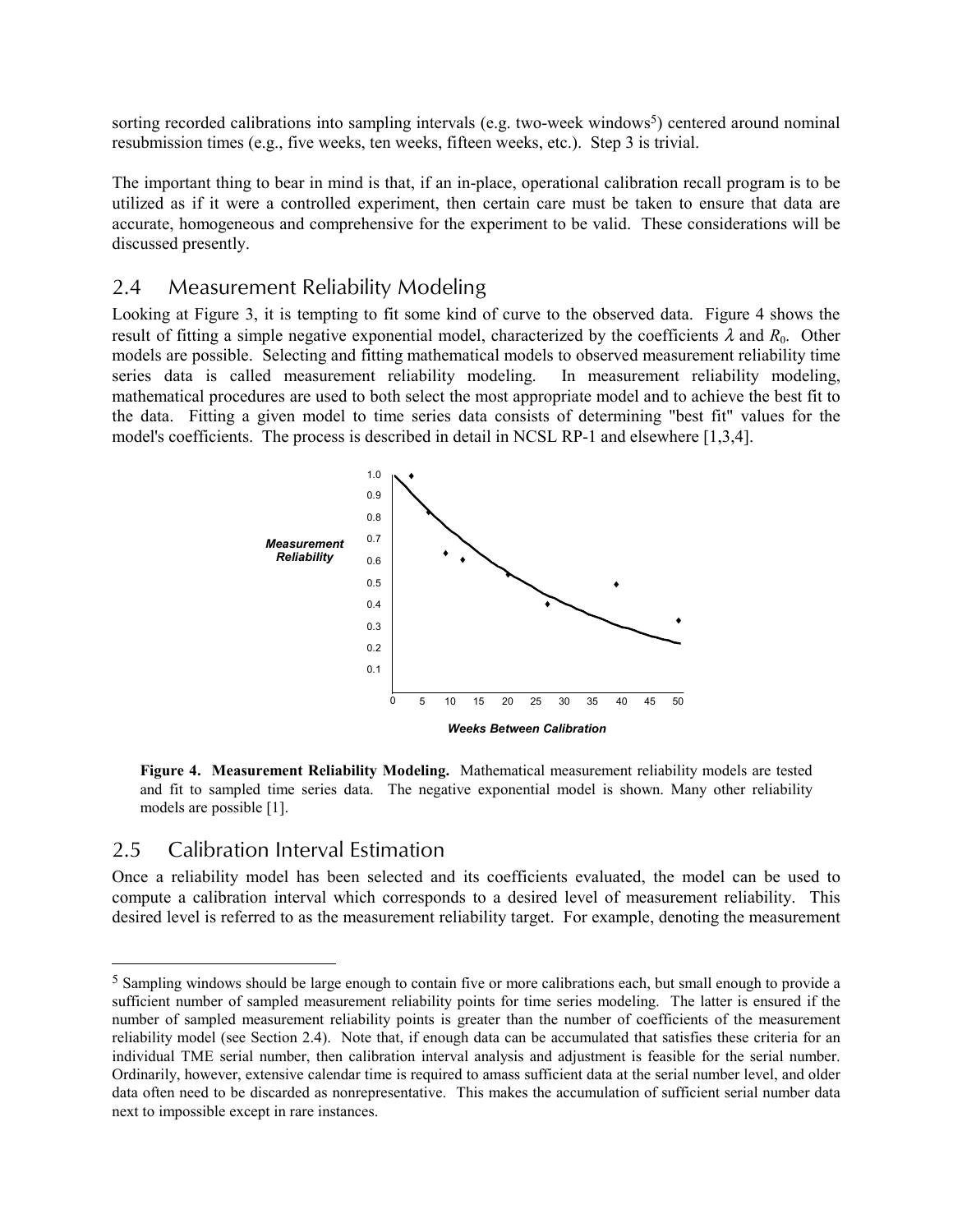sorting recorded calibrations into sampling intervals (e.g. two-week windows[5]) centered around nominal resubmission times (e.g., five weeks, ten weeks, fifteen weeks, etc.). Step 3 is trivial.

The important thing to bear in mind is that, if an in-place, operational calibration recall program is to be utilized as if it were a controlled experiment, then certain care must be taken to ensure that data are accurate, homogeneous and comprehensive for the experiment to be valid. These considerations will be discussed presently.

## 2.4 Measurement Reliability Modeling

Looking at Figure 3, it is tempting to fit some kind of curve to the observed data. Figure 4 shows the result of fitting a simple negative exponential model, characterized by the coefficients $\lambda$ and $R_0$. Other models are possible. Selecting and fitting mathematical models to observed measurement reliability time series data is called measurement reliability modeling. In measurement reliability modeling, mathematical procedures are used to both select the most appropriate model and to achieve the best fit to the data. Fitting a given model to time series data consists of determining "best fit" values for the model's coefficients. The process is described in detail in NCSL RP-1 and elsewhere [1,3,4].

**Figure 4. Measurement Reliability Modeling.** Mathematical measurement reliability models are tested and fit to sampled time series data. The negative exponential model is shown. Many other reliability models are possible [1].

## 2.5 Calibration Interval Estimation

Once a reliability model has been selected and its coefficients evaluated, the model can be used to compute a calibration interval which corresponds to a desired level of measurement reliability. This desired level is referred to as the measurement reliability target. For example, denoting the measurement

---

[5] Sampling windows should be large enough to contain five or more calibrations each, but small enough to provide a sufficient number of sampled measurement reliability points for time series modeling. The latter is ensured if the number of sampled measurement reliability points is greater than the number of coefficients of the measurement reliability model (see Section 2.4). Note that, if enough data can be accumulated that satisfies these criteria for an individual TME serial number, then calibration interval analysis and adjustment is feasible for the serial number. Ordinarily, however, extensive calendar time is required to amass sufficient data at the serial number level, and older data often need to be discarded as nonrepresentative. This makes the accumulation of sufficient serial number data next to impossible except in rare instances.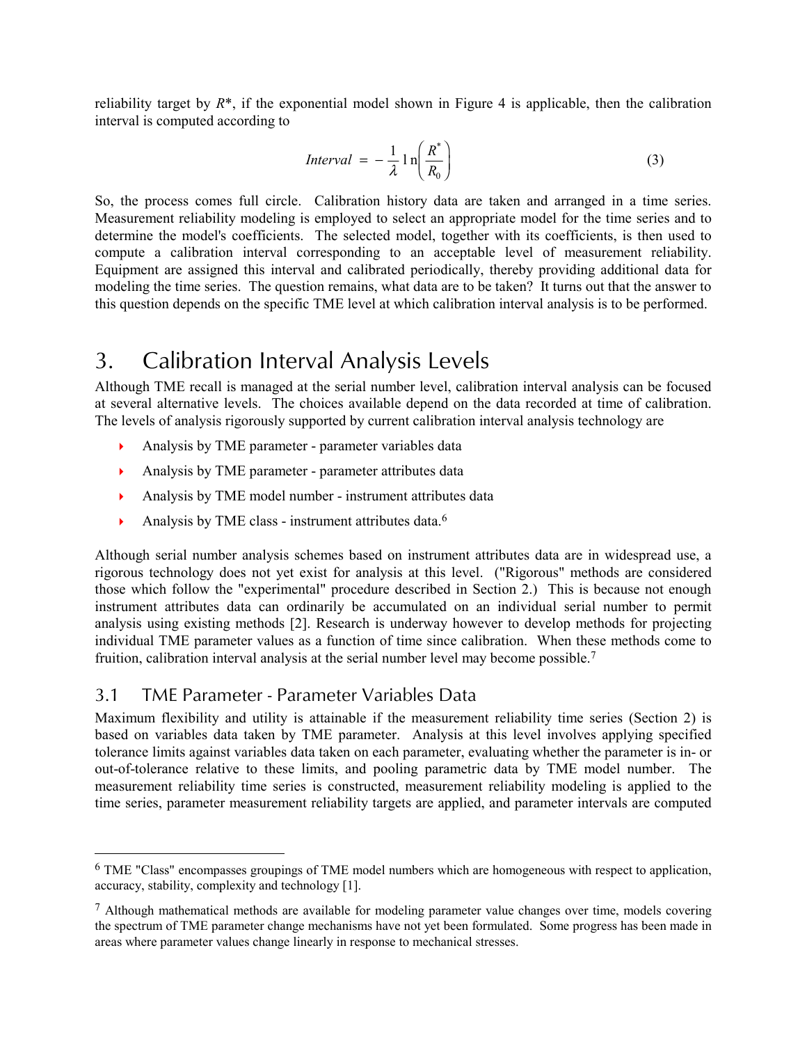reliability target by $R^*$, if the exponential model shown in Figure 4 is applicable, then the calibration interval is computed according to

$$Interval = -\frac{1}{\lambda}\ln\left(\frac{R^*}{R_0}\right) \tag{3}$$

So, the process comes full circle. Calibration history data are taken and arranged in a time series. Measurement reliability modeling is employed to select an appropriate model for the time series and to determine the model's coefficients. The selected model, together with its coefficients, is then used to compute a calibration interval corresponding to an acceptable level of measurement reliability. Equipment are assigned this interval and calibrated periodically, thereby providing additional data for modeling the time series. The question remains, what data are to be taken? It turns out that the answer to this question depends on the specific TME level at which calibration interval analysis is to be performed.

# 3. Calibration Interval Analysis Levels

Although TME recall is managed at the serial number level, calibration interval analysis can be focused at several alternative levels. The choices available depend on the data recorded at time of calibration. The levels of analysis rigorously supported by current calibration interval analysis technology are

- Analysis by TME parameter - parameter variables data
- Analysis by TME parameter - parameter attributes data
- Analysis by TME model number - instrument attributes data
- Analysis by TME class - instrument attributes data.[6]

Although serial number analysis schemes based on instrument attributes data are in widespread use, a rigorous technology does not yet exist for analysis at this level. ("Rigorous" methods are considered those which follow the "experimental" procedure described in Section 2.) This is because not enough instrument attributes data can ordinarily be accumulated on an individual serial number to permit analysis using existing methods [2]. Research is underway however to develop methods for projecting individual TME parameter values as a function of time since calibration. When these methods come to fruition, calibration interval analysis at the serial number level may become possible.[7]

## 3.1 TME Parameter - Parameter Variables Data

Maximum flexibility and utility is attainable if the measurement reliability time series (Section 2) is based on variables data taken by TME parameter. Analysis at this level involves applying specified tolerance limits against variables data taken on each parameter, evaluating whether the parameter is in- or out-of-tolerance relative to these limits, and pooling parametric data by TME model number. The measurement reliability time series is constructed, measurement reliability modeling is applied to the time series, parameter measurement reliability targets are applied, and parameter intervals are computed

---

[6] TME "Class" encompasses groupings of TME model numbers which are homogeneous with respect to application, accuracy, stability, complexity and technology [1].

[7] Although mathematical methods are available for modeling parameter value changes over time, models covering the spectrum of TME parameter change mechanisms have not yet been formulated. Some progress has been made in areas where parameter values change linearly in response to mechanical stresses.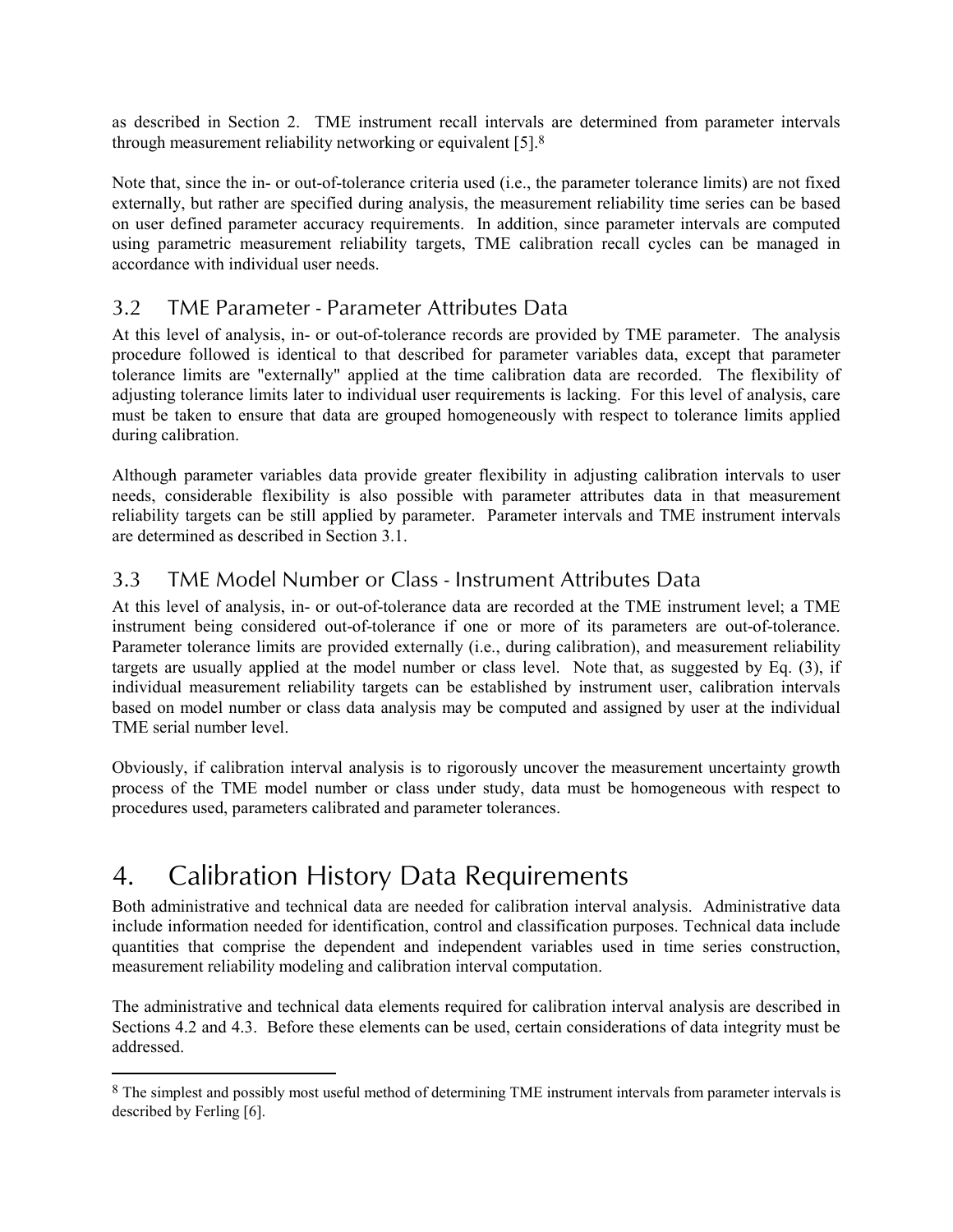as described in Section 2. TME instrument recall intervals are determined from parameter intervals through measurement reliability networking or equivalent [5].[8]

Note that, since the in- or out-of-tolerance criteria used (i.e., the parameter tolerance limits) are not fixed externally, but rather are specified during analysis, the measurement reliability time series can be based on user defined parameter accuracy requirements. In addition, since parameter intervals are computed using parametric measurement reliability targets, TME calibration recall cycles can be managed in accordance with individual user needs.

## 3.2 TME Parameter - Parameter Attributes Data

At this level of analysis, in- or out-of-tolerance records are provided by TME parameter. The analysis procedure followed is identical to that described for parameter variables data, except that parameter tolerance limits are "externally" applied at the time calibration data are recorded. The flexibility of adjusting tolerance limits later to individual user requirements is lacking. For this level of analysis, care must be taken to ensure that data are grouped homogeneously with respect to tolerance limits applied during calibration.

Although parameter variables data provide greater flexibility in adjusting calibration intervals to user needs, considerable flexibility is also possible with parameter attributes data in that measurement reliability targets can be still applied by parameter. Parameter intervals and TME instrument intervals are determined as described in Section 3.1.

## 3.3 TME Model Number or Class - Instrument Attributes Data

At this level of analysis, in- or out-of-tolerance data are recorded at the TME instrument level; a TME instrument being considered out-of-tolerance if one or more of its parameters are out-of-tolerance. Parameter tolerance limits are provided externally (i.e., during calibration), and measurement reliability targets are usually applied at the model number or class level. Note that, as suggested by Eq. (3), if individual measurement reliability targets can be established by instrument user, calibration intervals based on model number or class data analysis may be computed and assigned by user at the individual TME serial number level.

Obviously, if calibration interval analysis is to rigorously uncover the measurement uncertainty growth process of the TME model number or class under study, data must be homogeneous with respect to procedures used, parameters calibrated and parameter tolerances.

# 4. Calibration History Data Requirements

Both administrative and technical data are needed for calibration interval analysis. Administrative data include information needed for identification, control and classification purposes. Technical data include quantities that comprise the dependent and independent variables used in time series construction, measurement reliability modeling and calibration interval computation.

The administrative and technical data elements required for calibration interval analysis are described in Sections 4.2 and 4.3. Before these elements can be used, certain considerations of data integrity must be addressed.

---

[8] The simplest and possibly most useful method of determining TME instrument intervals from parameter intervals is described by Ferling [6].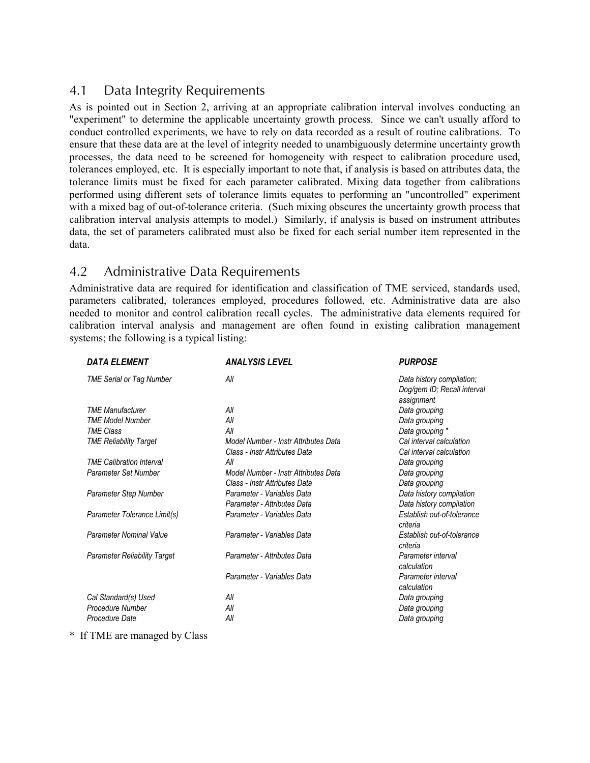## 4.1 Data Integrity Requirements

As is pointed out in Section 2, arriving at an appropriate calibration interval involves conducting an "experiment" to determine the applicable uncertainty growth process. Since we can't usually afford to conduct controlled experiments, we have to rely on data recorded as a result of routine calibrations. To ensure that these data are at the level of integrity needed to unambiguously determine uncertainty growth processes, the data need to be screened for homogeneity with respect to calibration procedure used, tolerances employed, etc. It is especially important to note that, if analysis is based on attributes data, the tolerance limits must be fixed for each parameter calibrated. Mixing data together from calibrations performed using different sets of tolerance limits equates to performing an "uncontrolled" experiment with a mixed bag of out-of-tolerance criteria. (Such mixing obscures the uncertainty growth process that calibration interval analysis attempts to model.) Similarly, if analysis is based on instrument attributes data, the set of parameters calibrated must also be fixed for each serial number item represented in the data.

## 4.2 Administrative Data Requirements

Administrative data are required for identification and classification of TME serviced, standards used, parameters calibrated, tolerances employed, procedures followed, etc. Administrative data are also needed to monitor and control calibration recall cycles. The administrative data elements required for calibration interval analysis and management are often found in existing calibration management systems; the following is a typical listing:

| *DATA ELEMENT* | *ANALYSIS LEVEL* | *PURPOSE* |
|---|---|---|
| *TME Serial or Tag Number* | *All* | *Data history compilation; Dog/gem ID; Recall interval assignment* |
| *TME Manufacturer* | *All* | *Data grouping* |
| *TME Model Number* | *All* | *Data grouping* |
| *TME Class* | *All* | *Data grouping \** |
| *TME Reliability Target* | *Model Number - Instr Attributes Data* | *Cal interval calculation* |
| | *Class - Instr Attributes Data* | *Cal interval calculation* |
| *TME Calibration Interval* | *All* | *Data grouping* |
| *Parameter Set Number* | *Model Number - Instr Attributes Data* | *Data grouping* |
| | *Class - Instr Attributes Data* | *Data grouping* |
| *Parameter Step Number* | *Parameter - Variables Data* | *Data history compilation* |
| | *Parameter - Attributes Data* | *Data history compilation* |
| *Parameter Tolerance Limit(s)* | *Parameter - Variables Data* | *Establish out-of-tolerance criteria* |
| *Parameter Nominal Value* | *Parameter - Variables Data* | *Establish out-of-tolerance criteria* |
| *Parameter Reliability Target* | *Parameter - Attributes Data* | *Parameter interval calculation* |
| | *Parameter - Variables Data* | *Parameter interval calculation* |
| *Cal Standard(s) Used* | *All* | *Data grouping* |
| *Procedure Number* | *All* | *Data grouping* |
| *Procedure Date* | *All* | *Data grouping* |

\* If TME are managed by Class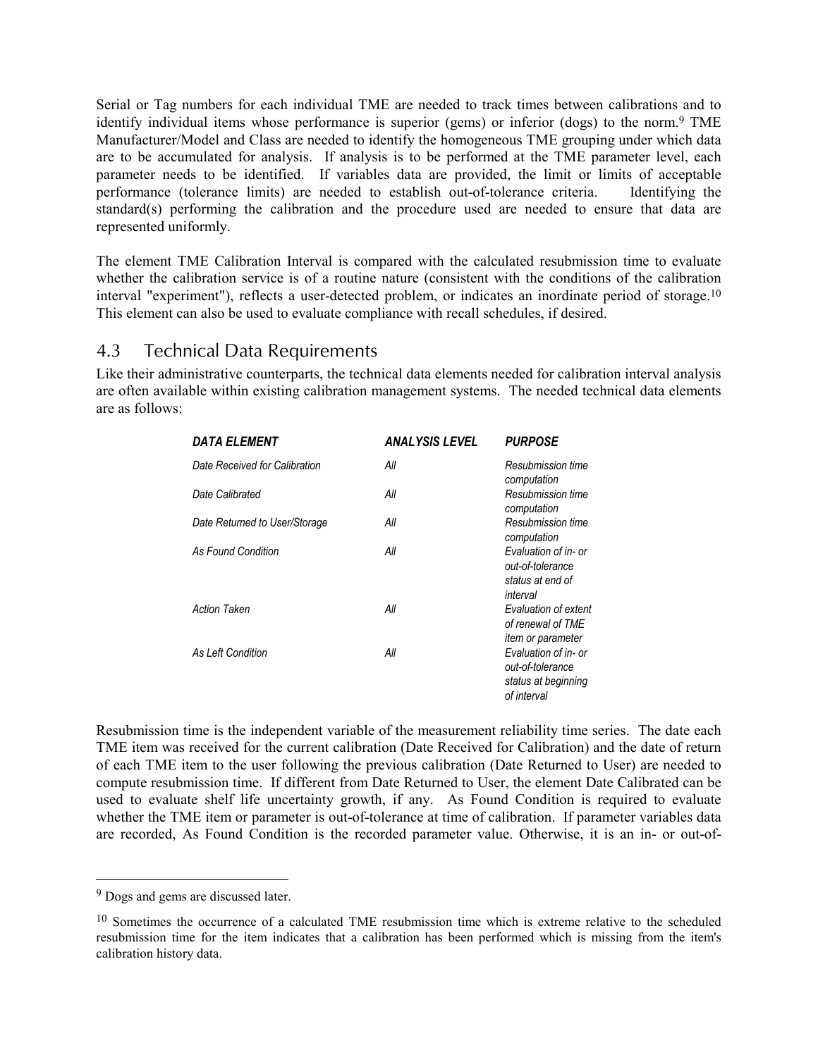Serial or Tag numbers for each individual TME are needed to track times between calibrations and to identify individual items whose performance is superior (gems) or inferior (dogs) to the norm.[9] TME Manufacturer/Model and Class are needed to identify the homogeneous TME grouping under which data are to be accumulated for analysis. If analysis is to be performed at the TME parameter level, each parameter needs to be identified. If variables data are provided, the limit or limits of acceptable performance (tolerance limits) are needed to establish out-of-tolerance criteria. Identifying the standard(s) performing the calibration and the procedure used are needed to ensure that data are represented uniformly.

The element TME Calibration Interval is compared with the calculated resubmission time to evaluate whether the calibration service is of a routine nature (consistent with the conditions of the calibration interval "experiment"), reflects a user-detected problem, or indicates an inordinate period of storage.[10] This element can also be used to evaluate compliance with recall schedules, if desired.

## 4.3 Technical Data Requirements

Like their administrative counterparts, the technical data elements needed for calibration interval analysis are often available within existing calibration management systems. The needed technical data elements are as follows:

| ***DATA ELEMENT*** | ***ANALYSIS LEVEL*** | ***PURPOSE*** |
|---|---|---|
| *Date Received for Calibration* | *All* | *Resubmission time computation* |
| *Date Calibrated* | *All* | *Resubmission time computation* |
| *Date Returned to User/Storage* | *All* | *Resubmission time computation* |
| *As Found Condition* | *All* | *Evaluation of in- or out-of-tolerance status at end of interval* |
| *Action Taken* | *All* | *Evaluation of extent of renewal of TME item or parameter* |
| *As Left Condition* | *All* | *Evaluation of in- or out-of-tolerance status at beginning of interval* |

Resubmission time is the independent variable of the measurement reliability time series. The date each TME item was received for the current calibration (Date Received for Calibration) and the date of return of each TME item to the user following the previous calibration (Date Returned to User) are needed to compute resubmission time. If different from Date Returned to User, the element Date Calibrated can be used to evaluate shelf life uncertainty growth, if any. As Found Condition is required to evaluate whether the TME item or parameter is out-of-tolerance at time of calibration. If parameter variables data are recorded, As Found Condition is the recorded parameter value. Otherwise, it is an in- or out-of-

---

[9] Dogs and gems are discussed later.

[10] Sometimes the occurrence of a calculated TME resubmission time which is extreme relative to the scheduled resubmission time for the item indicates that a calibration has been performed which is missing from the item's calibration history data.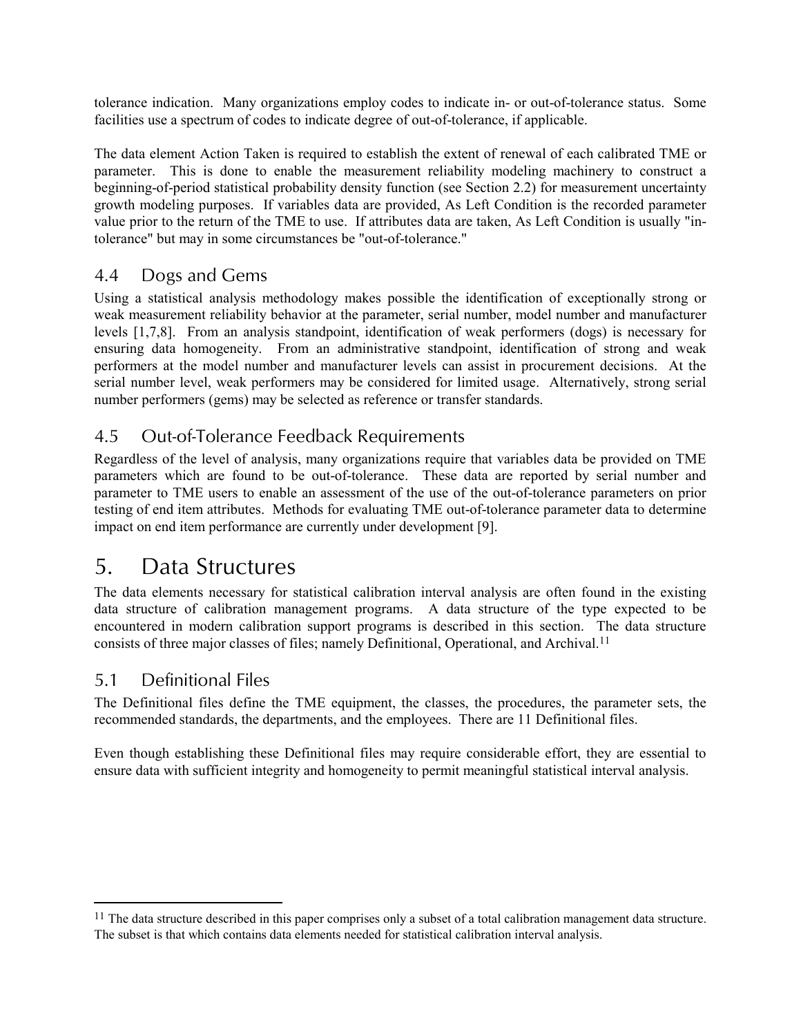tolerance indication. Many organizations employ codes to indicate in- or out-of-tolerance status. Some facilities use a spectrum of codes to indicate degree of out-of-tolerance, if applicable.

The data element Action Taken is required to establish the extent of renewal of each calibrated TME or parameter. This is done to enable the measurement reliability modeling machinery to construct a beginning-of-period statistical probability density function (see Section 2.2) for measurement uncertainty growth modeling purposes. If variables data are provided, As Left Condition is the recorded parameter value prior to the return of the TME to use. If attributes data are taken, As Left Condition is usually "in-tolerance" but may in some circumstances be "out-of-tolerance."

## 4.4 Dogs and Gems

Using a statistical analysis methodology makes possible the identification of exceptionally strong or weak measurement reliability behavior at the parameter, serial number, model number and manufacturer levels [1,7,8]. From an analysis standpoint, identification of weak performers (dogs) is necessary for ensuring data homogeneity. From an administrative standpoint, identification of strong and weak performers at the model number and manufacturer levels can assist in procurement decisions. At the serial number level, weak performers may be considered for limited usage. Alternatively, strong serial number performers (gems) may be selected as reference or transfer standards.

## 4.5 Out-of-Tolerance Feedback Requirements

Regardless of the level of analysis, many organizations require that variables data be provided on TME parameters which are found to be out-of-tolerance. These data are reported by serial number and parameter to TME users to enable an assessment of the use of the out-of-tolerance parameters on prior testing of end item attributes. Methods for evaluating TME out-of-tolerance parameter data to determine impact on end item performance are currently under development [9].

# 5. Data Structures

The data elements necessary for statistical calibration interval analysis are often found in the existing data structure of calibration management programs. A data structure of the type expected to be encountered in modern calibration support programs is described in this section. The data structure consists of three major classes of files; namely Definitional, Operational, and Archival.[11]

## 5.1 Definitional Files

The Definitional files define the TME equipment, the classes, the procedures, the parameter sets, the recommended standards, the departments, and the employees. There are 11 Definitional files.

Even though establishing these Definitional files may require considerable effort, they are essential to ensure data with sufficient integrity and homogeneity to permit meaningful statistical interval analysis.

---

[11] The data structure described in this paper comprises only a subset of a total calibration management data structure. The subset is that which contains data elements needed for statistical calibration interval analysis.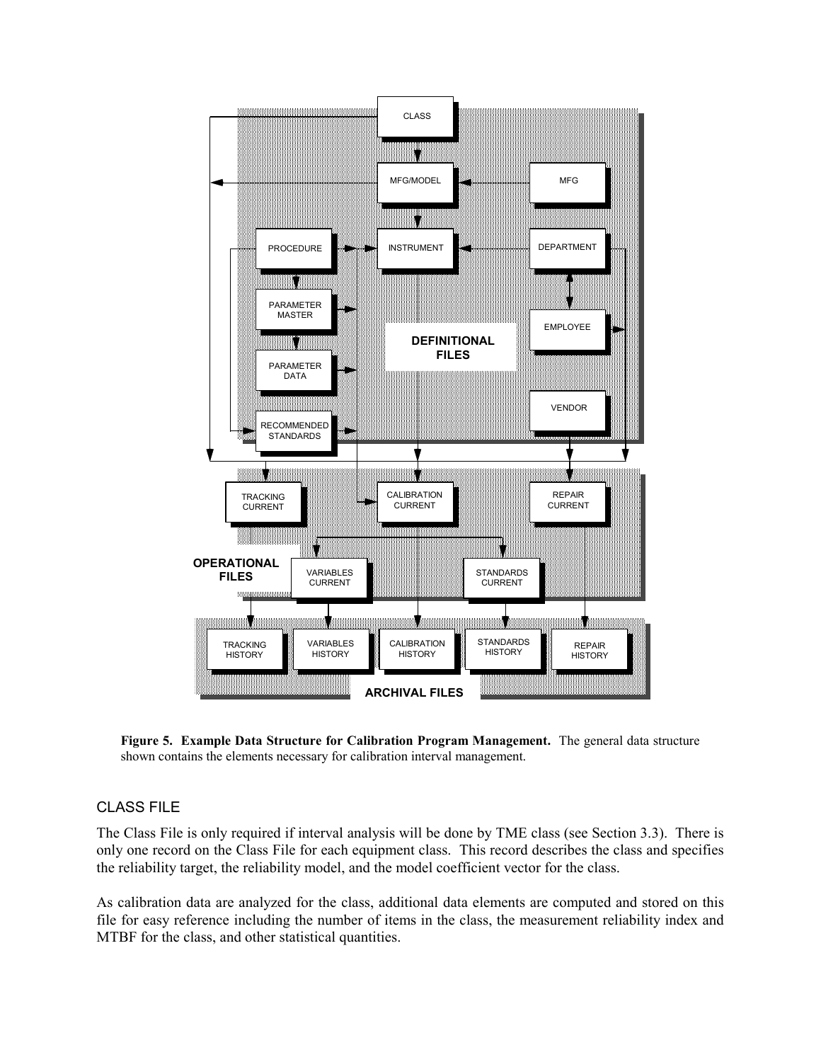**Figure 5. Example Data Structure for Calibration Program Management.** The general data structure shown contains the elements necessary for calibration interval management.

## CLASS FILE

The Class File is only required if interval analysis will be done by TME class (see Section 3.3). There is only one record on the Class File for each equipment class. This record describes the class and specifies the reliability target, the reliability model, and the model coefficient vector for the class.

As calibration data are analyzed for the class, additional data elements are computed and stored on this file for easy reference including the number of items in the class, the measurement reliability index and MTBF for the class, and other statistical quantities.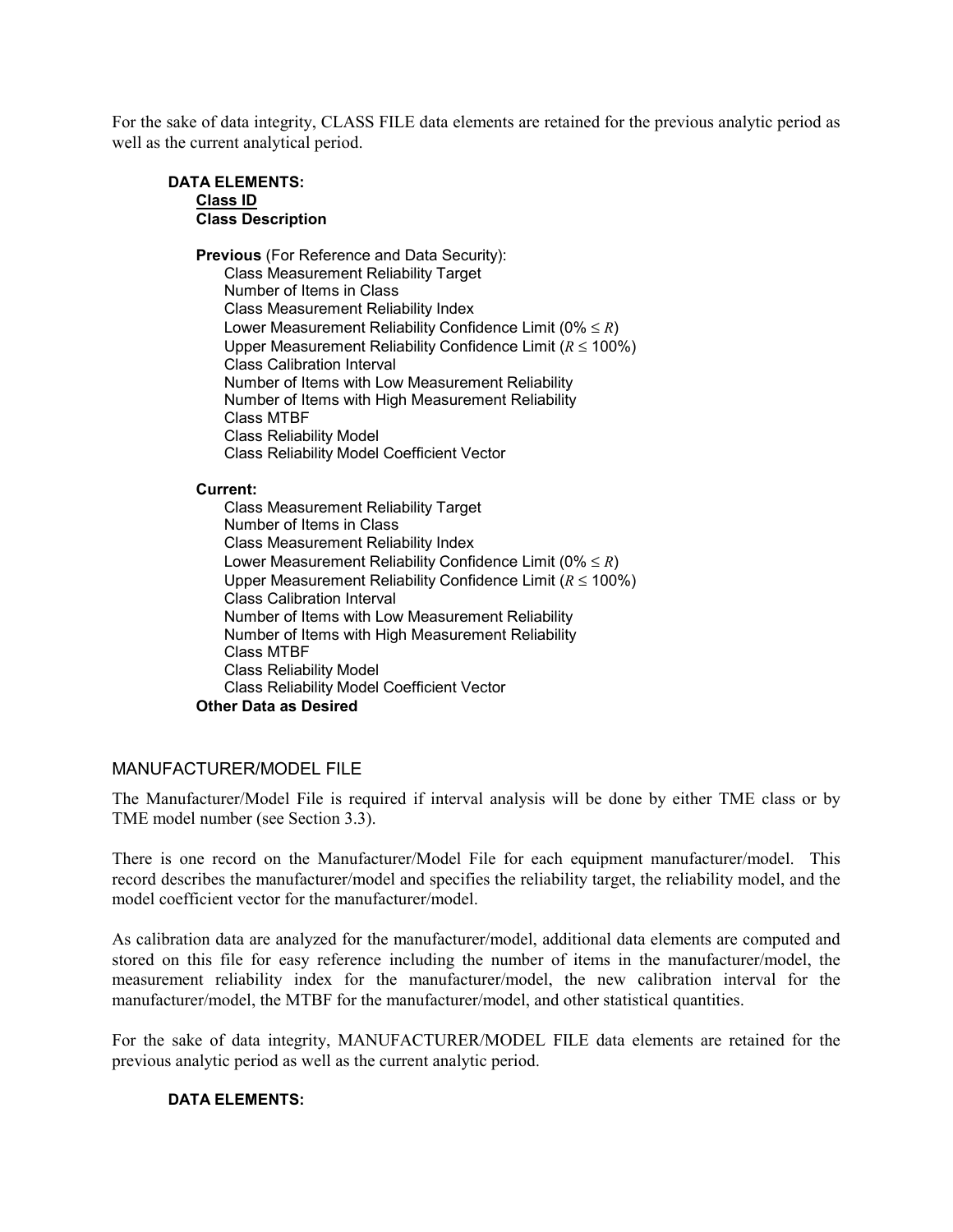For the sake of data integrity, CLASS FILE data elements are retained for the previous analytic period as well as the current analytical period.

**DATA ELEMENTS:**

**<u>Class ID</u>**
**Class Description**

**Previous** (For Reference and Data Security):

- Class Measurement Reliability Target
- Number of Items in Class
- Class Measurement Reliability Index
- Lower Measurement Reliability Confidence Limit ($0\% \leq R$)
- Upper Measurement Reliability Confidence Limit ($R \leq 100\%$)
- Class Calibration Interval
- Number of Items with Low Measurement Reliability
- Number of Items with High Measurement Reliability
- Class MTBF
- Class Reliability Model
- Class Reliability Model Coefficient Vector

**Current:**

- Class Measurement Reliability Target
- Number of Items in Class
- Class Measurement Reliability Index
- Lower Measurement Reliability Confidence Limit ($0\% \leq R$)
- Upper Measurement Reliability Confidence Limit ($R \leq 100\%$)
- Class Calibration Interval
- Number of Items with Low Measurement Reliability
- Number of Items with High Measurement Reliability
- Class MTBF
- Class Reliability Model
- Class Reliability Model Coefficient Vector

**Other Data as Desired**

## MANUFACTURER/MODEL FILE

The Manufacturer/Model File is required if interval analysis will be done by either TME class or by TME model number (see Section 3.3).

There is one record on the Manufacturer/Model File for each equipment manufacturer/model. This record describes the manufacturer/model and specifies the reliability target, the reliability model, and the model coefficient vector for the manufacturer/model.

As calibration data are analyzed for the manufacturer/model, additional data elements are computed and stored on this file for easy reference including the number of items in the manufacturer/model, the measurement reliability index for the manufacturer/model, the new calibration interval for the manufacturer/model, the MTBF for the manufacturer/model, and other statistical quantities.

For the sake of data integrity, MANUFACTURER/MODEL FILE data elements are retained for the previous analytic period as well as the current analytic period.

**DATA ELEMENTS:**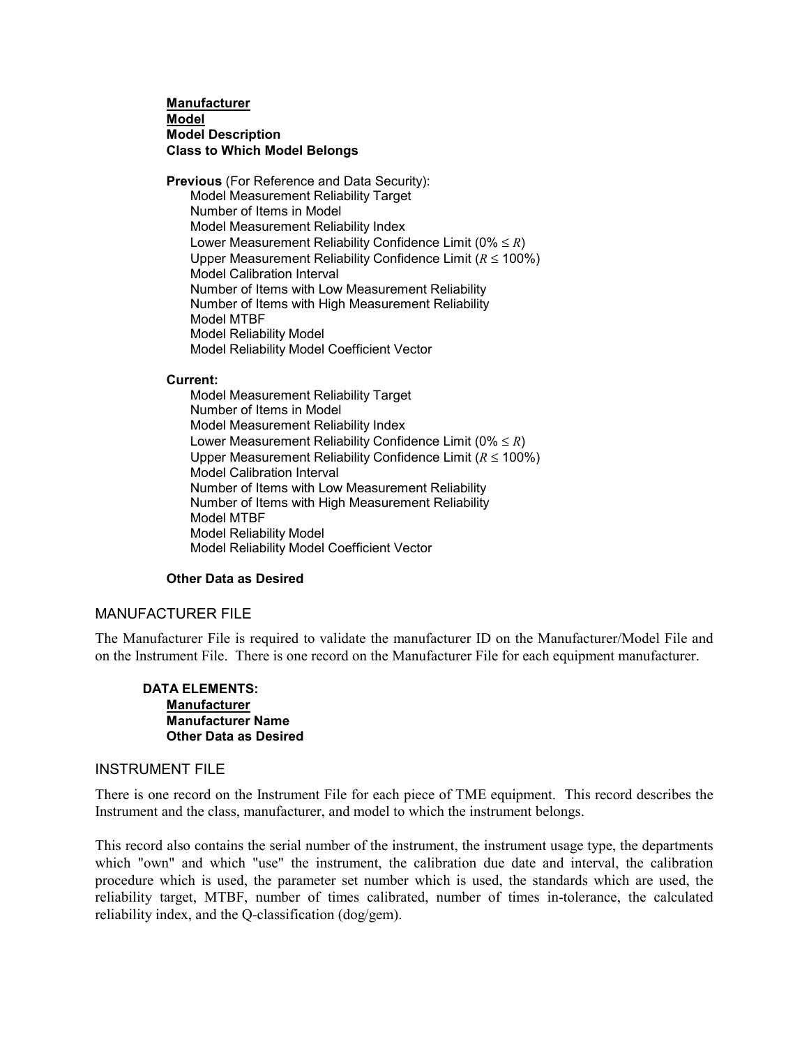**<u>Manufacturer</u>**
**<u>Model</u>**
**Model Description**
**Class to Which Model Belongs**

**Previous** (For Reference and Data Security):
  Model Measurement Reliability Target
  Number of Items in Model
  Model Measurement Reliability Index
  Lower Measurement Reliability Confidence Limit ($0\% \leq R$)
  Upper Measurement Reliability Confidence Limit ($R \leq 100\%$)
  Model Calibration Interval
  Number of Items with Low Measurement Reliability
  Number of Items with High Measurement Reliability
  Model MTBF
  Model Reliability Model
  Model Reliability Model Coefficient Vector

**Current:**
  Model Measurement Reliability Target
  Number of Items in Model
  Model Measurement Reliability Index
  Lower Measurement Reliability Confidence Limit ($0\% \leq R$)
  Upper Measurement Reliability Confidence Limit ($R \leq 100\%$)
  Model Calibration Interval
  Number of Items with Low Measurement Reliability
  Number of Items with High Measurement Reliability
  Model MTBF
  Model Reliability Model
  Model Reliability Model Coefficient Vector

**Other Data as Desired**

## MANUFACTURER FILE

The Manufacturer File is required to validate the manufacturer ID on the Manufacturer/Model File and on the Instrument File. There is one record on the Manufacturer File for each equipment manufacturer.

**DATA ELEMENTS:**
**<u>Manufacturer</u>**
**Manufacturer Name**
**Other Data as Desired**

## INSTRUMENT FILE

There is one record on the Instrument File for each piece of TME equipment. This record describes the Instrument and the class, manufacturer, and model to which the instrument belongs.

This record also contains the serial number of the instrument, the instrument usage type, the departments which "own" and which "use" the instrument, the calibration due date and interval, the calibration procedure which is used, the parameter set number which is used, the standards which are used, the reliability target, MTBF, number of times calibrated, number of times in-tolerance, the calculated reliability index, and the Q-classification (dog/gem).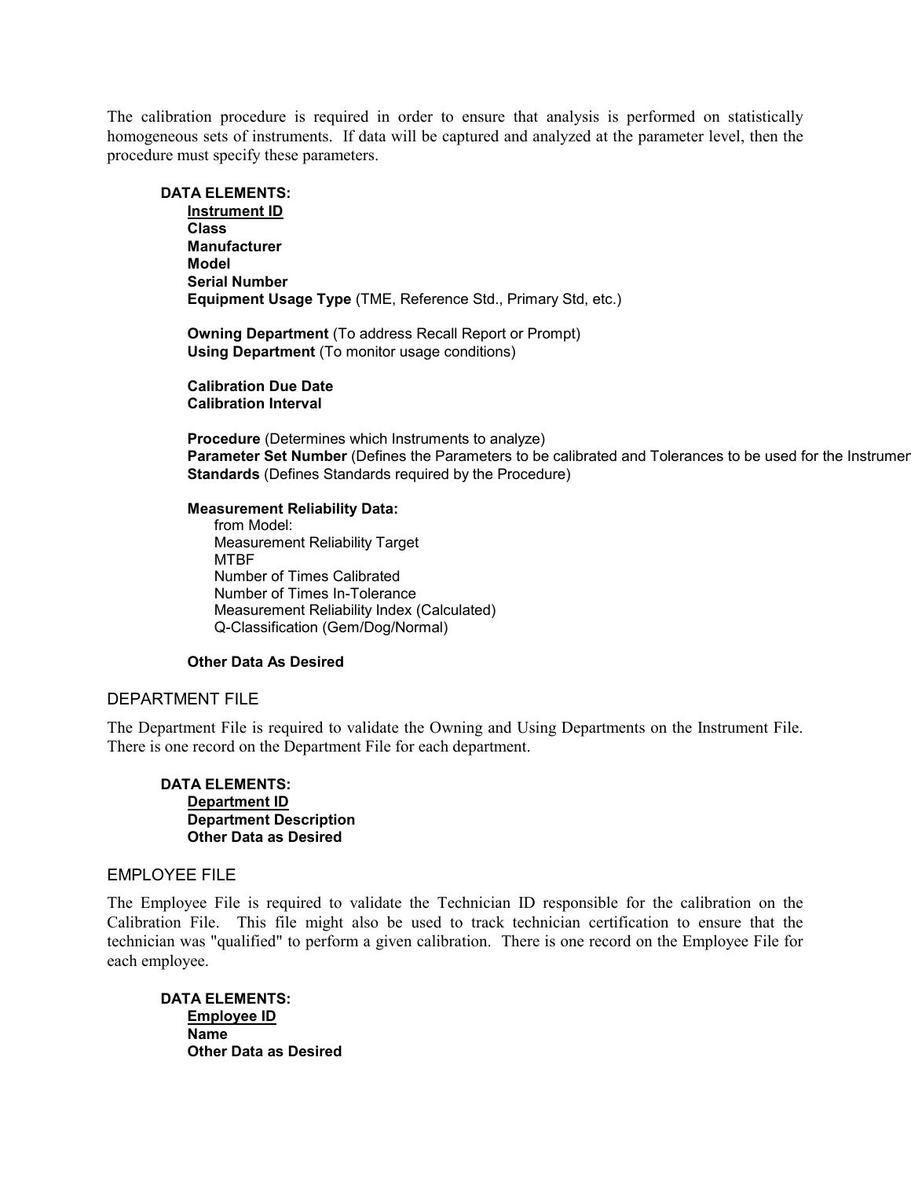The calibration procedure is required in order to ensure that analysis is performed on statistically homogeneous sets of instruments. If data will be captured and analyzed at the parameter level, then the procedure must specify these parameters.

**DATA ELEMENTS:**

- **<u>Instrument ID</u>**
- **Class**
- **Manufacturer**
- **Model**
- **Serial Number**
- **Equipment Usage Type** (TME, Reference Std., Primary Std, etc.)

- **Owning Department** (To address Recall Report or Prompt)
- **Using Department** (To monitor usage conditions)

- **Calibration Due Date**
- **Calibration Interval**

- **Procedure** (Determines which Instruments to analyze)
- **Parameter Set Number** (Defines the Parameters to be calibrated and Tolerances to be used for the Instrumen
- **Standards** (Defines Standards required by the Procedure)

- **Measurement Reliability Data:**
  - from Model:
  - Measurement Reliability Target
  - MTBF
  - Number of Times Calibrated
  - Number of Times In-Tolerance
  - Measurement Reliability Index (Calculated)
  - Q-Classification (Gem/Dog/Normal)

- **Other Data As Desired**

## DEPARTMENT FILE

The Department File is required to validate the Owning and Using Departments on the Instrument File. There is one record on the Department File for each department.

**DATA ELEMENTS:**

- **<u>Department ID</u>**
- **Department Description**
- **Other Data as Desired**

## EMPLOYEE FILE

The Employee File is required to validate the Technician ID responsible for the calibration on the Calibration File. This file might also be used to track technician certification to ensure that the technician was "qualified" to perform a given calibration. There is one record on the Employee File for each employee.

**DATA ELEMENTS:**

- **<u>Employee ID</u>**
- **Name**
- **Other Data as Desired**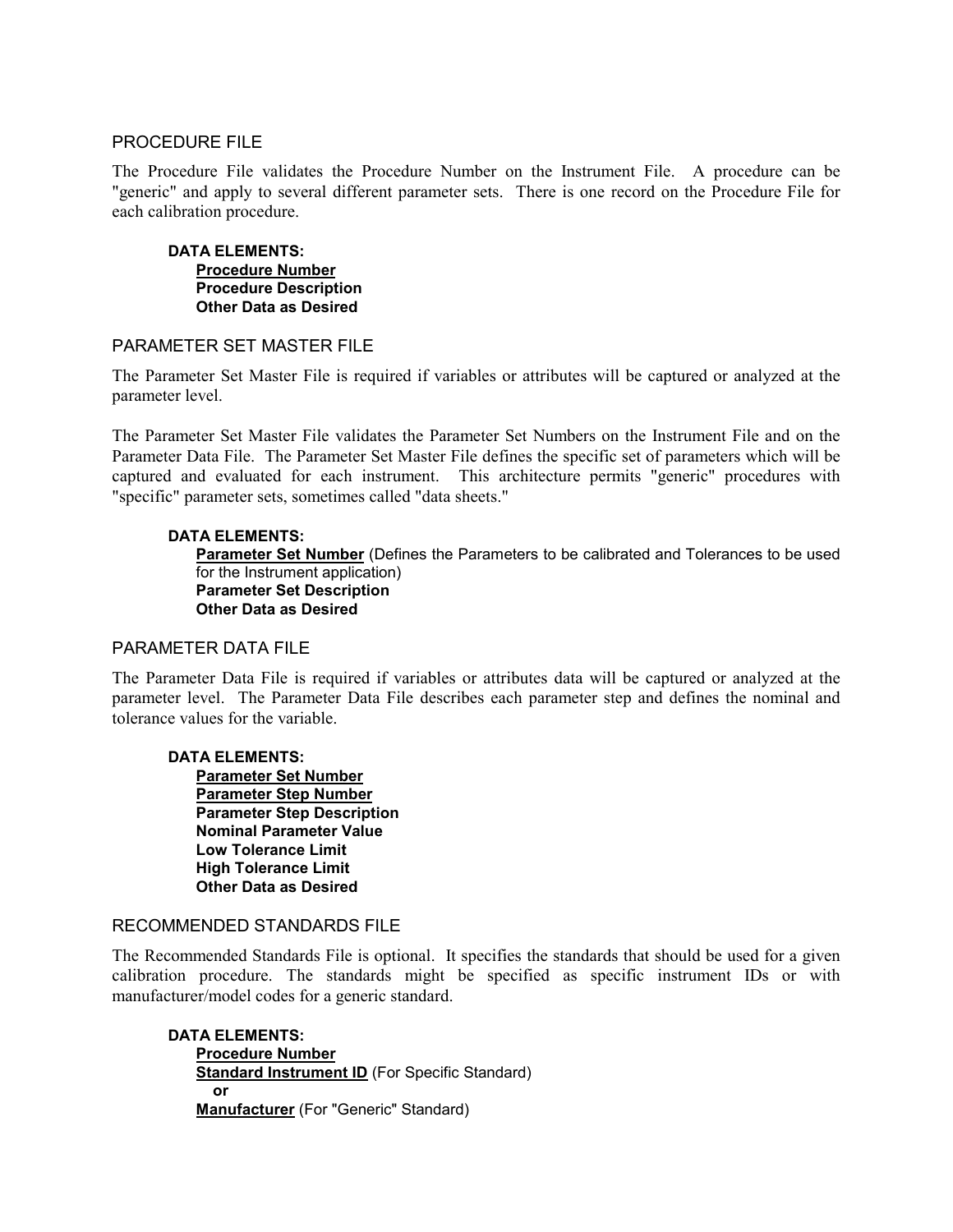## PROCEDURE FILE

The Procedure File validates the Procedure Number on the Instrument File. A procedure can be "generic" and apply to several different parameter sets. There is one record on the Procedure File for each calibration procedure.

**DATA ELEMENTS:**

<u>**Procedure Number**</u>
**Procedure Description**
**Other Data as Desired**

## PARAMETER SET MASTER FILE

The Parameter Set Master File is required if variables or attributes will be captured or analyzed at the parameter level.

The Parameter Set Master File validates the Parameter Set Numbers on the Instrument File and on the Parameter Data File. The Parameter Set Master File defines the specific set of parameters which will be captured and evaluated for each instrument. This architecture permits "generic" procedures with "specific" parameter sets, sometimes called "data sheets."

**DATA ELEMENTS:**

<u>**Parameter Set Number**</u> (Defines the Parameters to be calibrated and Tolerances to be used for the Instrument application)
**Parameter Set Description**
**Other Data as Desired**

## PARAMETER DATA FILE

The Parameter Data File is required if variables or attributes data will be captured or analyzed at the parameter level. The Parameter Data File describes each parameter step and defines the nominal and tolerance values for the variable.

**DATA ELEMENTS:**

<u>**Parameter Set Number**</u>
<u>**Parameter Step Number**</u>
**Parameter Step Description**
**Nominal Parameter Value**
**Low Tolerance Limit**
**High Tolerance Limit**
**Other Data as Desired**

## RECOMMENDED STANDARDS FILE

The Recommended Standards File is optional. It specifies the standards that should be used for a given calibration procedure. The standards might be specified as specific instrument IDs or with manufacturer/model codes for a generic standard.

**DATA ELEMENTS:**

<u>**Procedure Number**</u>
<u>**Standard Instrument ID**</u> (For Specific Standard)
**or**
<u>**Manufacturer**</u> (For "Generic" Standard)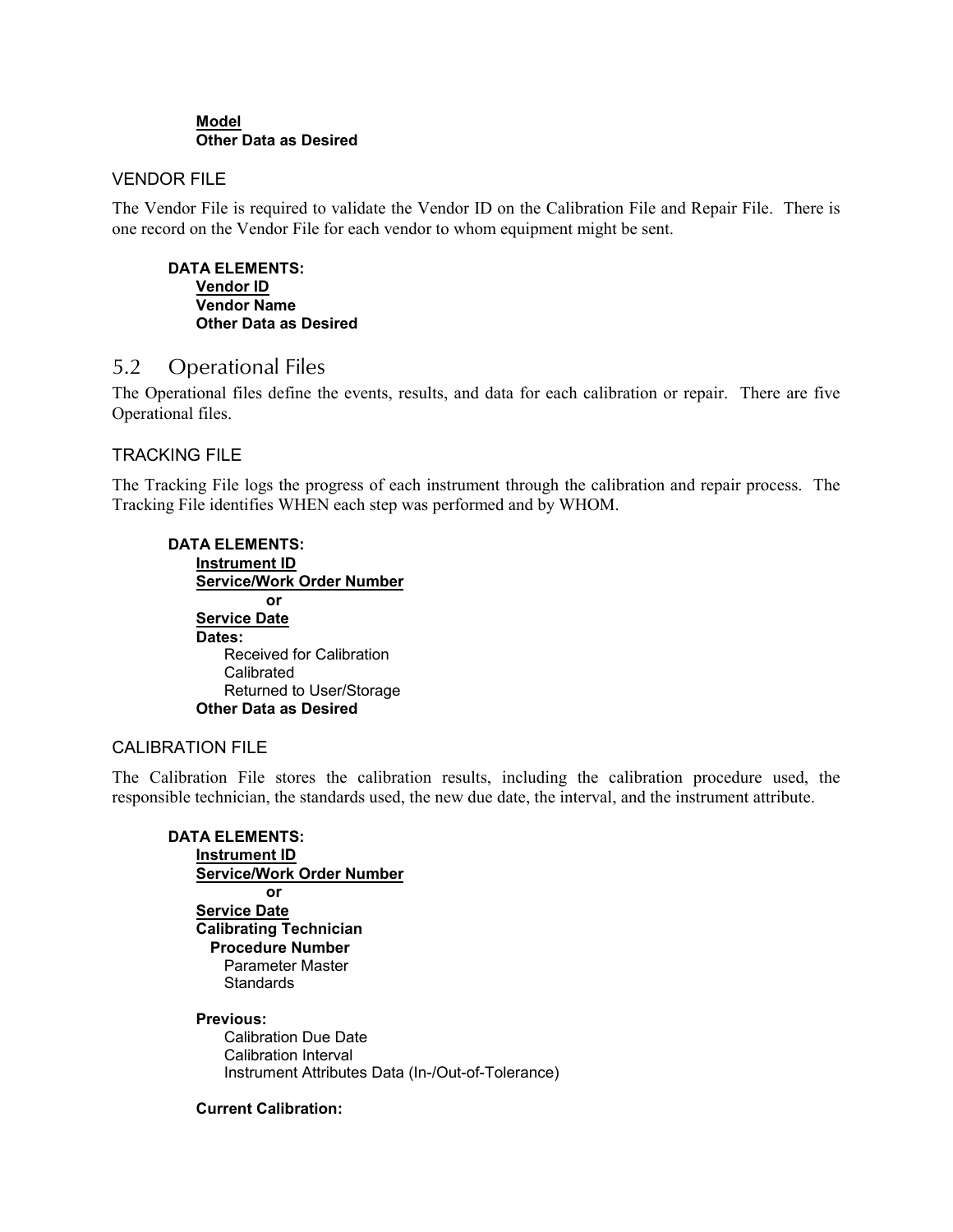**<u>Model</u>**
**Other Data as Desired**

### VENDOR FILE

The Vendor File is required to validate the Vendor ID on the Calibration File and Repair File. There is one record on the Vendor File for each vendor to whom equipment might be sent.

**DATA ELEMENTS:**
- **<u>Vendor ID</u>**
- **Vendor Name**
- **Other Data as Desired**

## 5.2 Operational Files

The Operational files define the events, results, and data for each calibration or repair. There are five Operational files.

### TRACKING FILE

The Tracking File logs the progress of each instrument through the calibration and repair process. The Tracking File identifies WHEN each step was performed and by WHOM.

**DATA ELEMENTS:**
- **<u>Instrument ID</u>**
- **<u>Service/Work Order Number</u>**
  **or**
- **<u>Service Date</u>**
- **Dates:**
  - Received for Calibration
  - Calibrated
  - Returned to User/Storage
- **Other Data as Desired**

### CALIBRATION FILE

The Calibration File stores the calibration results, including the calibration procedure used, the responsible technician, the standards used, the new due date, the interval, and the instrument attribute.

**DATA ELEMENTS:**
- **<u>Instrument ID</u>**
- **<u>Service/Work Order Number</u>**
  **or**
- **<u>Service Date</u>**
- **Calibrating Technician**
  - **Procedure Number**
    - Parameter Master
    - Standards

**Previous:**
- Calibration Due Date
- Calibration Interval
- Instrument Attributes Data (In-/Out-of-Tolerance)

**Current Calibration:**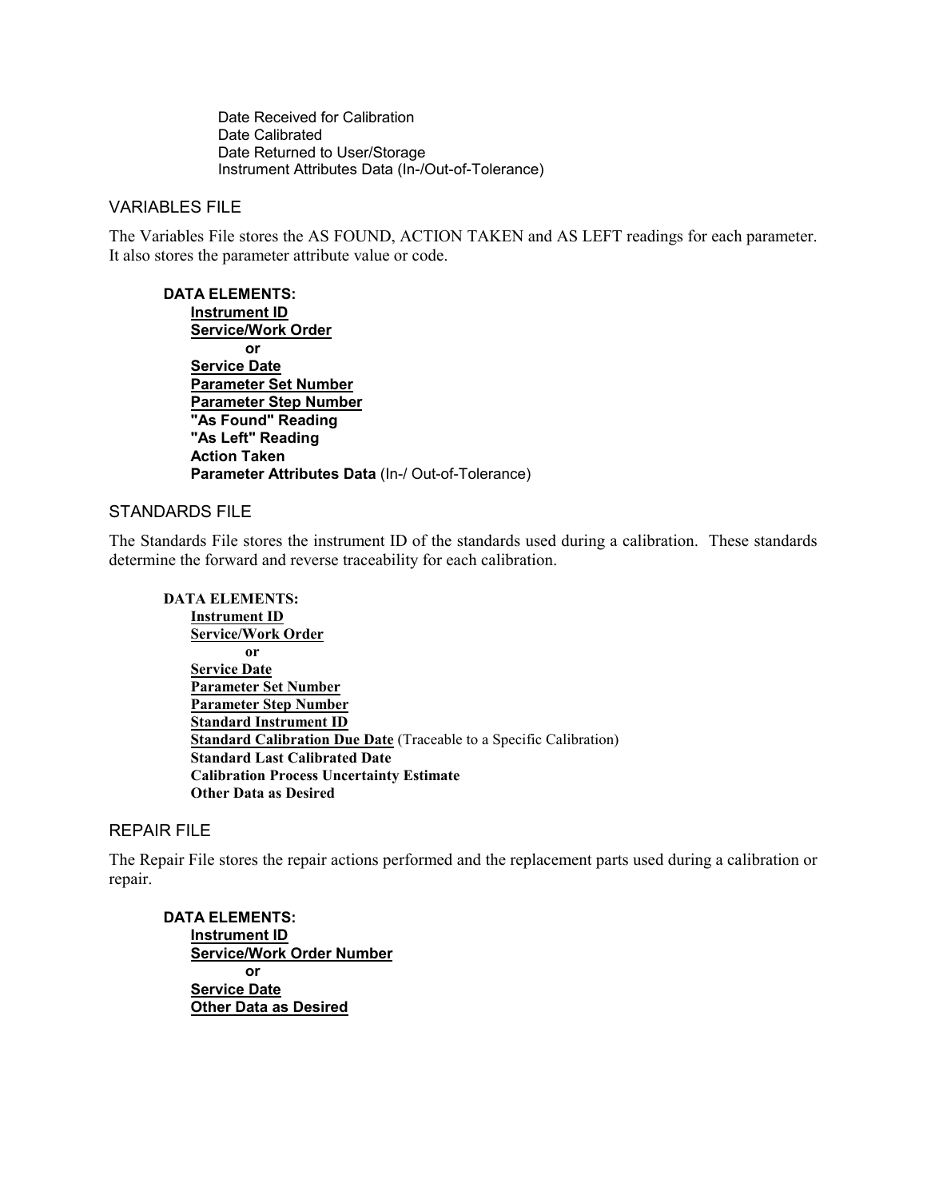Date Received for Calibration
Date Calibrated
Date Returned to User/Storage
Instrument Attributes Data (In-/Out-of-Tolerance)

## VARIABLES FILE

The Variables File stores the AS FOUND, ACTION TAKEN and AS LEFT readings for each parameter. It also stores the parameter attribute value or code.

**DATA ELEMENTS:**

**Instrument ID**
**Service/Work Order**
**or**
**Service Date**
**Parameter Set Number**
**Parameter Step Number**
**"As Found" Reading**
**"As Left" Reading**
**Action Taken**
**Parameter Attributes Data** (In-/ Out-of-Tolerance)

## STANDARDS FILE

The Standards File stores the instrument ID of the standards used during a calibration. These standards determine the forward and reverse traceability for each calibration.

**DATA ELEMENTS:**

**Instrument ID**
**Service/Work Order**
**or**
**Service Date**
**Parameter Set Number**
**Parameter Step Number**
**Standard Instrument ID**
**Standard Calibration Due Date** (Traceable to a Specific Calibration)
**Standard Last Calibrated Date**
**Calibration Process Uncertainty Estimate**
**Other Data as Desired**

## REPAIR FILE

The Repair File stores the repair actions performed and the replacement parts used during a calibration or repair.

**DATA ELEMENTS:**

**Instrument ID**
**Service/Work Order Number**
**or**
**Service Date**
**Other Data as Desired**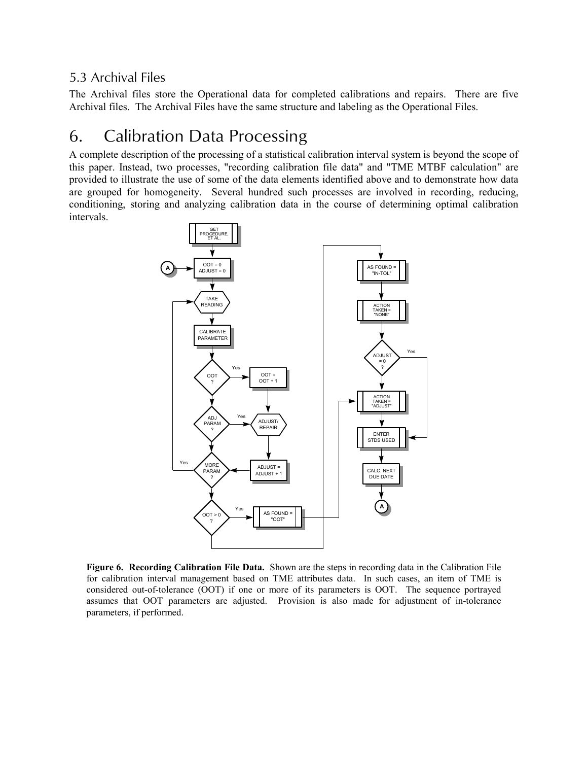## 5.3 Archival Files

The Archival files store the Operational data for completed calibrations and repairs. There are five Archival files. The Archival Files have the same structure and labeling as the Operational Files.

# 6. Calibration Data Processing

A complete description of the processing of a statistical calibration interval system is beyond the scope of this paper. Instead, two processes, "recording calibration file data" and "TME MTBF calculation" are provided to illustrate the use of some of the data elements identified above and to demonstrate how data are grouped for homogeneity. Several hundred such processes are involved in recording, reducing, conditioning, storing and analyzing calibration data in the course of determining optimal calibration intervals.

**Figure 6. Recording Calibration File Data.** Shown are the steps in recording data in the Calibration File for calibration interval management based on TME attributes data. In such cases, an item of TME is considered out-of-tolerance (OOT) if one or more of its parameters is OOT. The sequence portrayed assumes that OOT parameters are adjusted. Provision is also made for adjustment of in-tolerance parameters, if performed.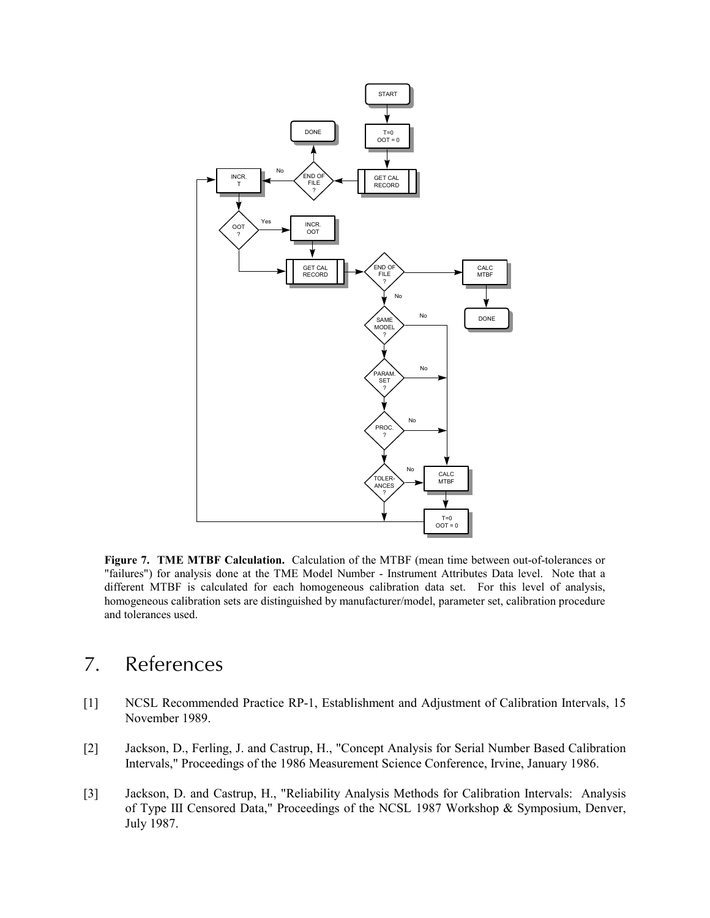**Figure 7. TME MTBF Calculation.** Calculation of the MTBF (mean time between out-of-tolerances or "failures") for analysis done at the TME Model Number - Instrument Attributes Data level. Note that a different MTBF is calculated for each homogeneous calibration data set. For this level of analysis, homogeneous calibration sets are distinguished by manufacturer/model, parameter set, calibration procedure and tolerances used.

# 7. References

[1] NCSL Recommended Practice RP-1, Establishment and Adjustment of Calibration Intervals, 15 November 1989.

[2] Jackson, D., Ferling, J. and Castrup, H., "Concept Analysis for Serial Number Based Calibration Intervals," Proceedings of the 1986 Measurement Science Conference, Irvine, January 1986.

[3] Jackson, D. and Castrup, H., "Reliability Analysis Methods for Calibration Intervals: Analysis of Type III Censored Data," Proceedings of the NCSL 1987 Workshop & Symposium, Denver, July 1987.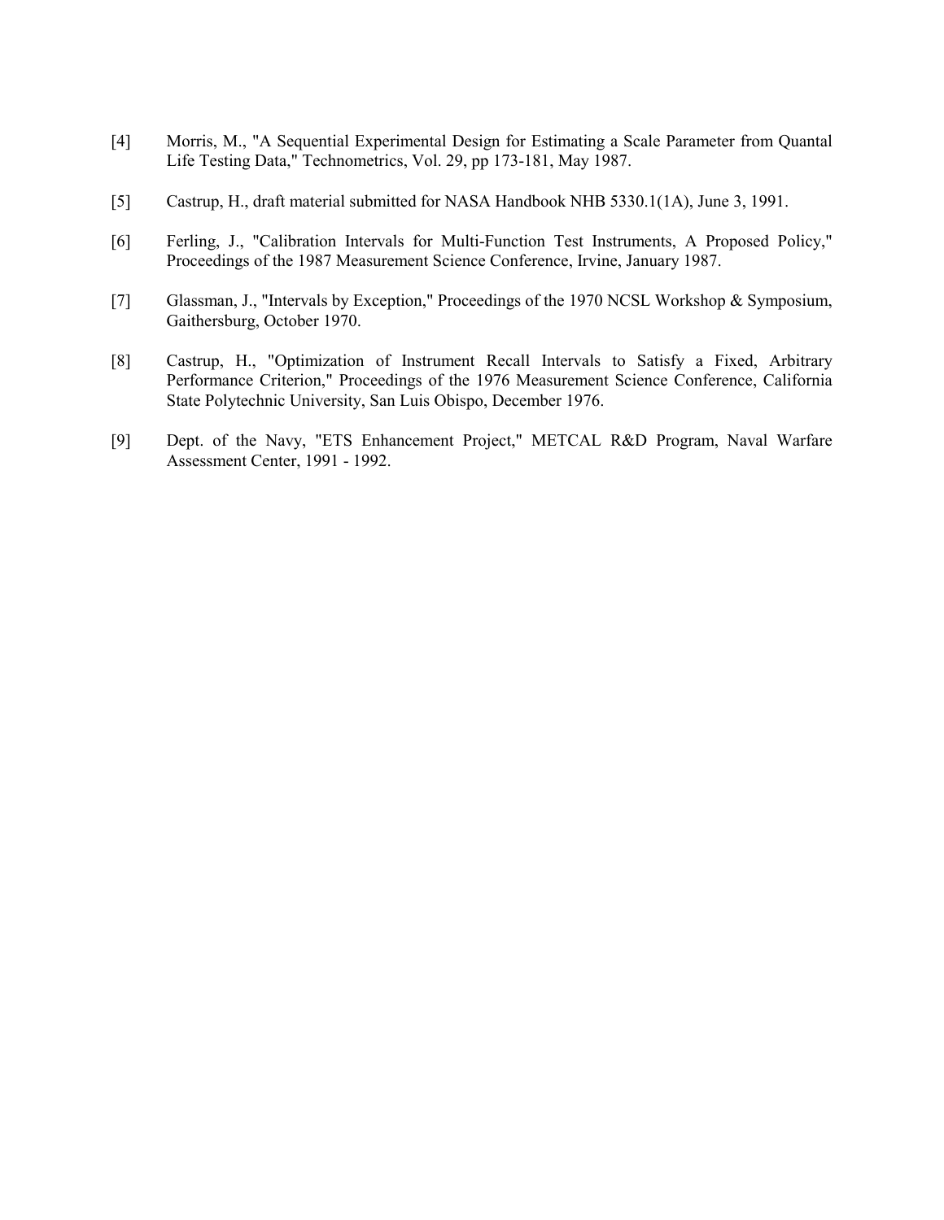[4] Morris, M., "A Sequential Experimental Design for Estimating a Scale Parameter from Quantal Life Testing Data," Technometrics, Vol. 29, pp 173-181, May 1987.

[5] Castrup, H., draft material submitted for NASA Handbook NHB 5330.1(1A), June 3, 1991.

[6] Ferling, J., "Calibration Intervals for Multi-Function Test Instruments, A Proposed Policy," Proceedings of the 1987 Measurement Science Conference, Irvine, January 1987.

[7] Glassman, J., "Intervals by Exception," Proceedings of the 1970 NCSL Workshop & Symposium, Gaithersburg, October 1970.

[8] Castrup, H., "Optimization of Instrument Recall Intervals to Satisfy a Fixed, Arbitrary Performance Criterion," Proceedings of the 1976 Measurement Science Conference, California State Polytechnic University, San Luis Obispo, December 1976.

[9] Dept. of the Navy, "ETS Enhancement Project," METCAL R&D Program, Naval Warfare Assessment Center, 1991 - 1992.